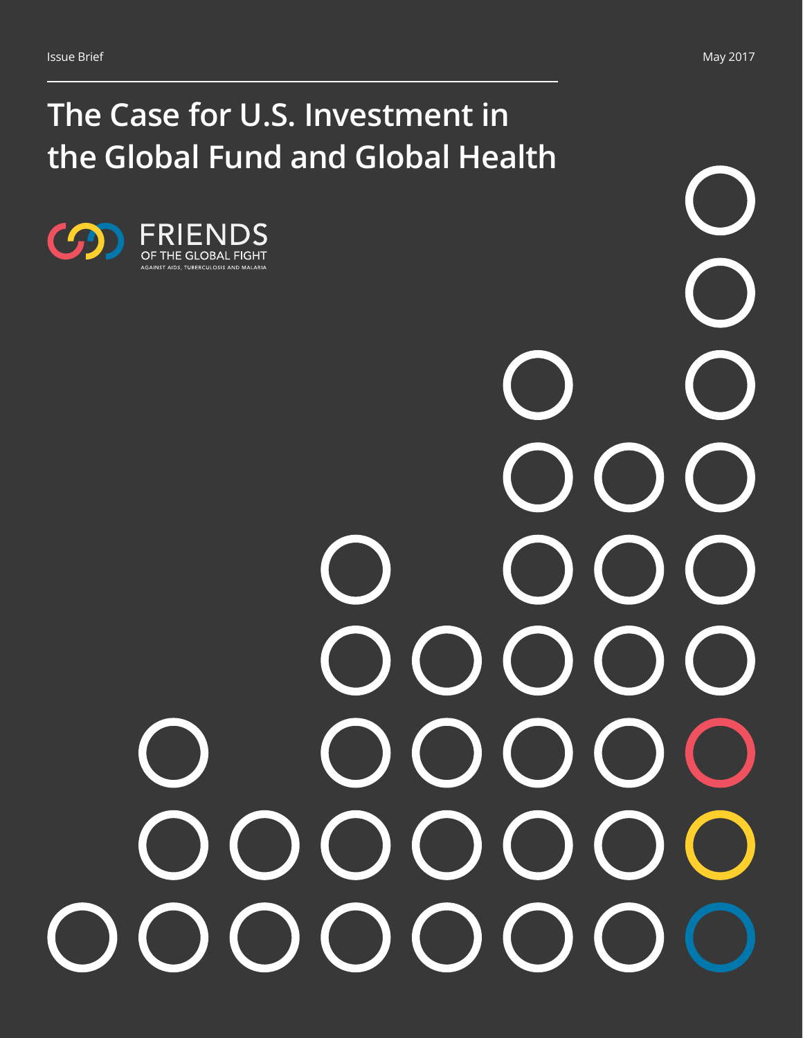Issue Brief

May 2017

# The Case for U.S. Investment in the Global Fund and Global Health

FRIENDS OF THE GLOBAL FIGHT AGAINST AIDS, TUBERCULOSIS AND MALARIA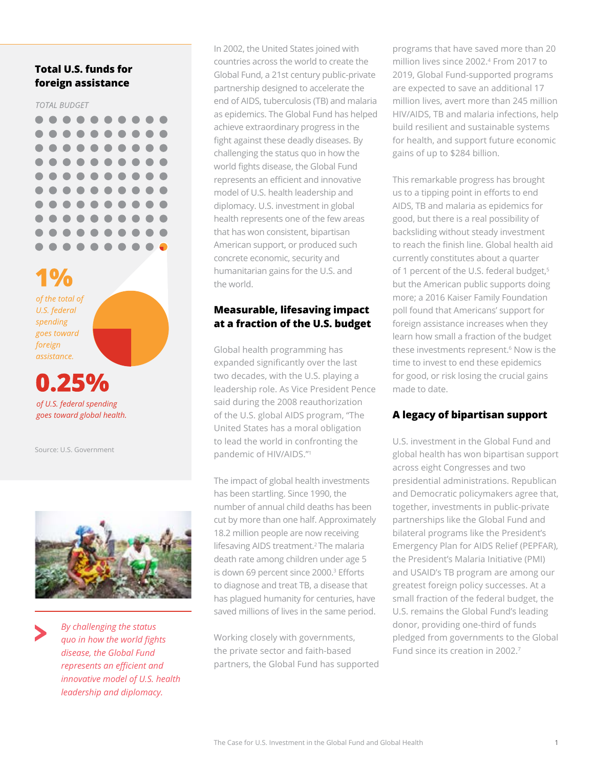## Total U.S. funds for foreign assistance

*TOTAL BUDGET*

**1%**

*of the total of U.S. federal spending goes toward foreign assistance.*

**0.25%**

*of U.S. federal spending goes toward global health.*

Source: U.S. Government

*By challenging the status quo in how the world fights disease, the Global Fund represents an efficient and innovative model of U.S. health leadership and diplomacy.*

In 2002, the United States joined with countries across the world to create the Global Fund, a 21st century public-private partnership designed to accelerate the end of AIDS, tuberculosis (TB) and malaria as epidemics. The Global Fund has helped achieve extraordinary progress in the fight against these deadly diseases. By challenging the status quo in how the world fights disease, the Global Fund represents an efficient and innovative model of U.S. health leadership and diplomacy. U.S. investment in global health represents one of the few areas that has won consistent, bipartisan American support, or produced such concrete economic, security and humanitarian gains for the U.S. and the world.

## Measurable, lifesaving impact at a fraction of the U.S. budget

Global health programming has expanded significantly over the last two decades, with the U.S. playing a leadership role. As Vice President Pence said during the 2008 reauthorization of the U.S. global AIDS program, "The United States has a moral obligation to lead the world in confronting the pandemic of HIV/AIDS."[1]

The impact of global health investments has been startling. Since 1990, the number of annual child deaths has been cut by more than one half. Approximately 18.2 million people are now receiving lifesaving AIDS treatment.[2] The malaria death rate among children under age 5 is down 69 percent since 2000.[3] Efforts to diagnose and treat TB, a disease that has plagued humanity for centuries, have saved millions of lives in the same period.

Working closely with governments, the private sector and faith-based partners, the Global Fund has supported programs that have saved more than 20 million lives since 2002.[4] From 2017 to 2019, Global Fund-supported programs are expected to save an additional 17 million lives, avert more than 245 million HIV/AIDS, TB and malaria infections, help build resilient and sustainable systems for health, and support future economic gains of up to $284 billion.

This remarkable progress has brought us to a tipping point in efforts to end AIDS, TB and malaria as epidemics for good, but there is a real possibility of backsliding without steady investment to reach the finish line. Global health aid currently constitutes about a quarter of 1 percent of the U.S. federal budget,[5] but the American public supports doing more; a 2016 Kaiser Family Foundation poll found that Americans' support for foreign assistance increases when they learn how small a fraction of the budget these investments represent.[6] Now is the time to invest to end these epidemics for good, or risk losing the crucial gains made to date.

## A legacy of bipartisan support

U.S. investment in the Global Fund and global health has won bipartisan support across eight Congresses and two presidential administrations. Republican and Democratic policymakers agree that, together, investments in public-private partnerships like the Global Fund and bilateral programs like the President's Emergency Plan for AIDS Relief (PEPFAR), the President's Malaria Initiative (PMI) and USAID's TB program are among our greatest foreign policy successes. At a small fraction of the federal budget, the U.S. remains the Global Fund's leading donor, providing one-third of funds pledged from governments to the Global Fund since its creation in 2002.[7]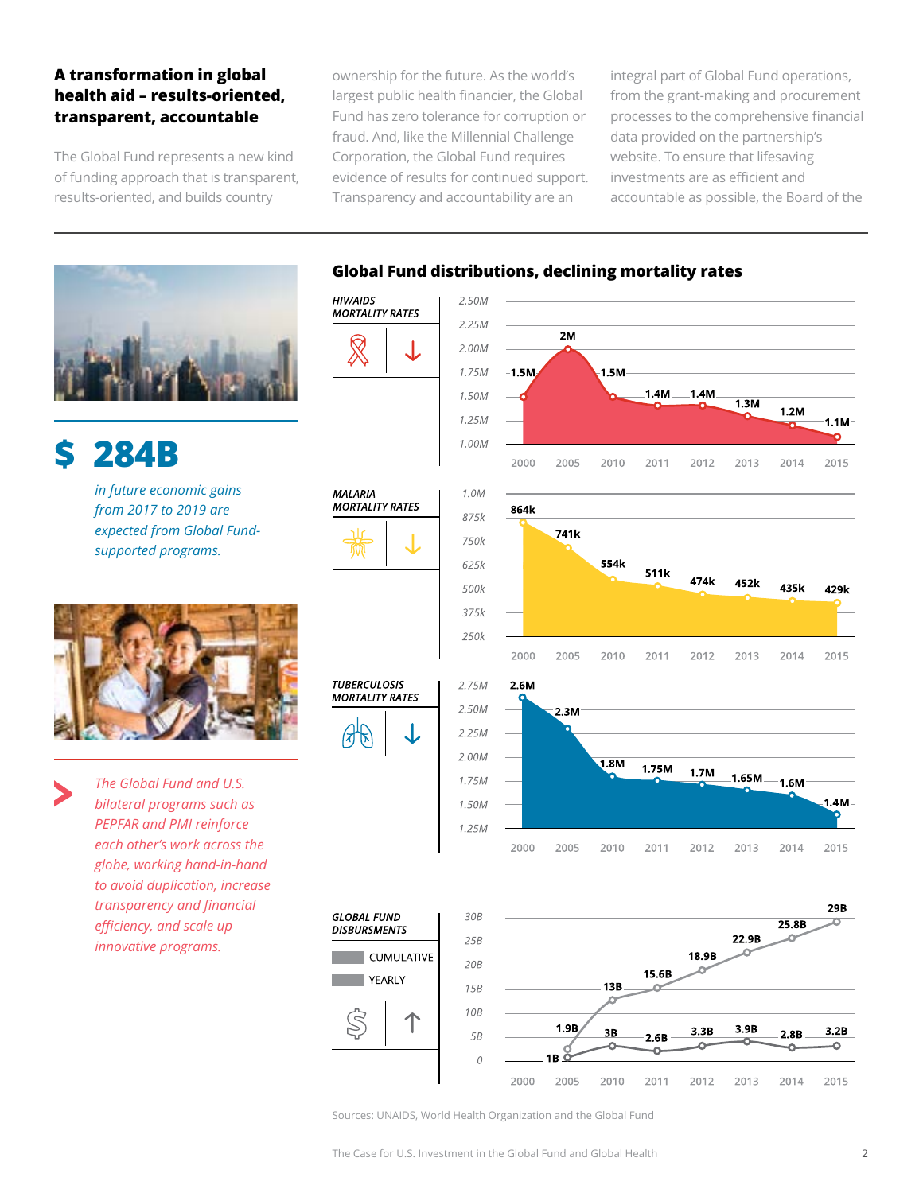### A transformation in global health aid – results-oriented, transparent, accountable

The Global Fund represents a new kind of funding approach that is transparent, results-oriented, and builds country ownership for the future. As the world's largest public health financier, the Global Fund has zero tolerance for corruption or fraud. And, like the Millennial Challenge Corporation, the Global Fund requires evidence of results for continued support. Transparency and accountability are an integral part of Global Fund operations, from the grant-making and procurement processes to the comprehensive financial data provided on the partnership's website. To ensure that lifesaving investments are as efficient and accountable as possible, the Board of the

## $ 284B

*in future economic gains from 2017 to 2019 are expected from Global Fund-supported programs.*

*The Global Fund and U.S. bilateral programs such as PEPFAR and PMI reinforce each other's work across the globe, working hand-in-hand to avoid duplication, increase transparency and financial efficiency, and scale up innovative programs.*

### Global Fund distributions, declining mortality rates

| | 2000 | 2005 | 2010 | 2011 | 2012 | 2013 | 2014 | 2015 |
|---|---|---|---|---|---|---|---|---|
| HIV/AIDS mortality rates | 1.5M | 2M | 1.5M | 1.4M | 1.4M | 1.3M | 1.2M | 1.1M |
| Malaria mortality rates | 864k | 741k | 554k | 511k | 474k | 452k | 435k | 429k |
| Tuberculosis mortality rates | 2.6M | 2.3M | 1.8M | 1.75M | 1.7M | 1.65M | 1.6M | 1.4M |
| Global Fund disbursements – cumulative | | 1.9B | 13B | 15.6B | 18.9B | 22.9B | 25.8B | 29B |
| Global Fund disbursements – yearly | | 1B | 3B | 2.6B | 3.3B | 3.9B | 2.8B | 3.2B |

Sources: UNAIDS, World Health Organization and the Global Fund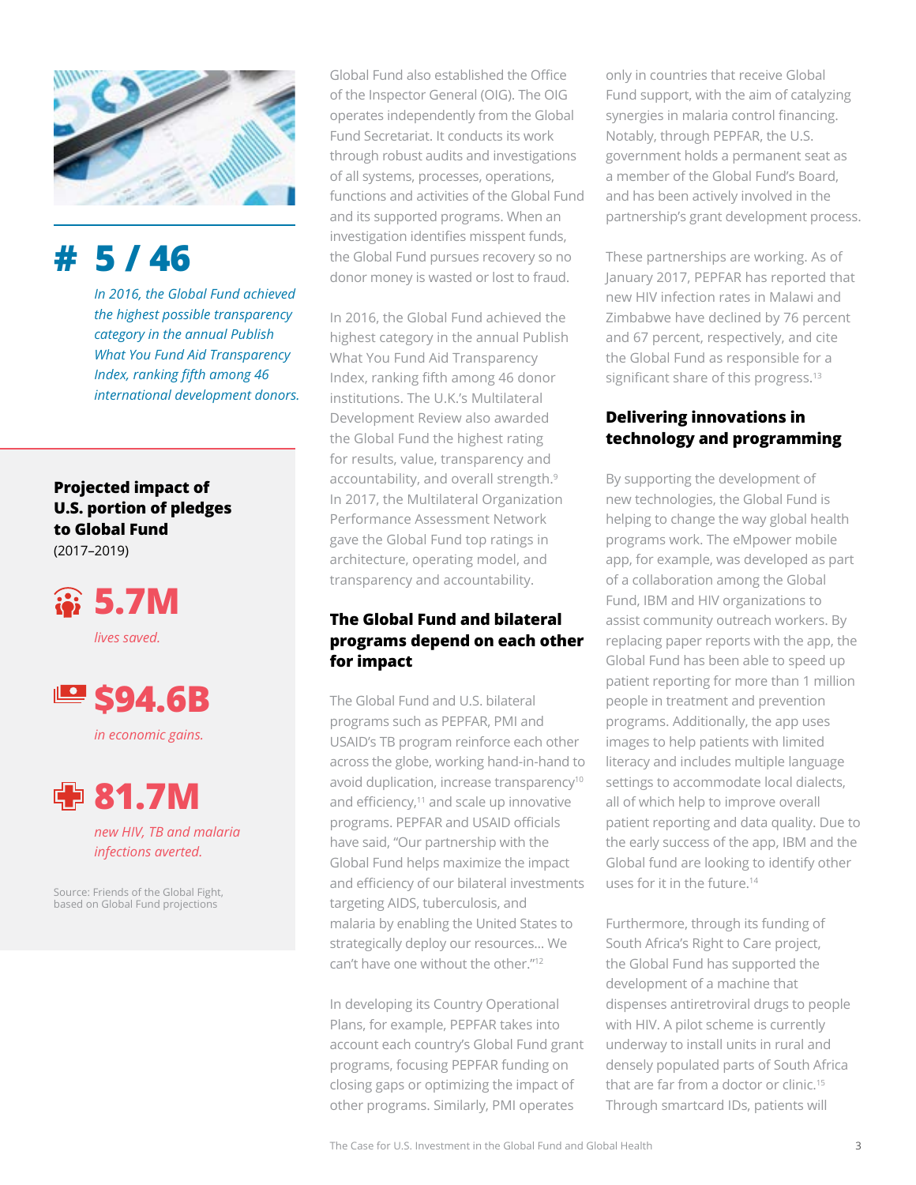# # 5 / 46

*In 2016, the Global Fund achieved the highest possible transparency category in the annual Publish What You Fund Aid Transparency Index, ranking fifth among 46 international development donors.*

**Projected impact of U.S. portion of pledges to Global Fund**
(2017–2019)

**5.7M**

*lives saved.*

**$94.6B**

*in economic gains.*

**81.7M**

*new HIV, TB and malaria infections averted.*

Source: Friends of the Global Fight, based on Global Fund projections

Global Fund also established the Office of the Inspector General (OIG). The OIG operates independently from the Global Fund Secretariat. It conducts its work through robust audits and investigations of all systems, processes, operations, functions and activities of the Global Fund and its supported programs. When an investigation identifies misspent funds, the Global Fund pursues recovery so no donor money is wasted or lost to fraud.

In 2016, the Global Fund achieved the highest category in the annual Publish What You Fund Aid Transparency Index, ranking fifth among 46 donor institutions. The U.K.'s Multilateral Development Review also awarded the Global Fund the highest rating for results, value, transparency and accountability, and overall strength.[9] In 2017, the Multilateral Organization Performance Assessment Network gave the Global Fund top ratings in architecture, operating model, and transparency and accountability.

## The Global Fund and bilateral programs depend on each other for impact

The Global Fund and U.S. bilateral programs such as PEPFAR, PMI and USAID's TB program reinforce each other across the globe, working hand-in-hand to avoid duplication, increase transparency[10] and efficiency,[11] and scale up innovative programs. PEPFAR and USAID officials have said, "Our partnership with the Global Fund helps maximize the impact and efficiency of our bilateral investments targeting AIDS, tuberculosis, and malaria by enabling the United States to strategically deploy our resources... We can't have one without the other."[12]

In developing its Country Operational Plans, for example, PEPFAR takes into account each country's Global Fund grant programs, focusing PEPFAR funding on closing gaps or optimizing the impact of other programs. Similarly, PMI operates only in countries that receive Global Fund support, with the aim of catalyzing synergies in malaria control financing. Notably, through PEPFAR, the U.S. government holds a permanent seat as a member of the Global Fund's Board, and has been actively involved in the partnership's grant development process.

These partnerships are working. As of January 2017, PEPFAR has reported that new HIV infection rates in Malawi and Zimbabwe have declined by 76 percent and 67 percent, respectively, and cite the Global Fund as responsible for a significant share of this progress.[13]

## Delivering innovations in technology and programming

By supporting the development of new technologies, the Global Fund is helping to change the way global health programs work. The eMpower mobile app, for example, was developed as part of a collaboration among the Global Fund, IBM and HIV organizations to assist community outreach workers. By replacing paper reports with the app, the Global Fund has been able to speed up patient reporting for more than 1 million people in treatment and prevention programs. Additionally, the app uses images to help patients with limited literacy and includes multiple language settings to accommodate local dialects, all of which help to improve overall patient reporting and data quality. Due to the early success of the app, IBM and the Global fund are looking to identify other uses for it in the future.[14]

Furthermore, through its funding of South Africa's Right to Care project, the Global Fund has supported the development of a machine that dispenses antiretroviral drugs to people with HIV. A pilot scheme is currently underway to install units in rural and densely populated parts of South Africa that are far from a doctor or clinic.[15] Through smartcard IDs, patients will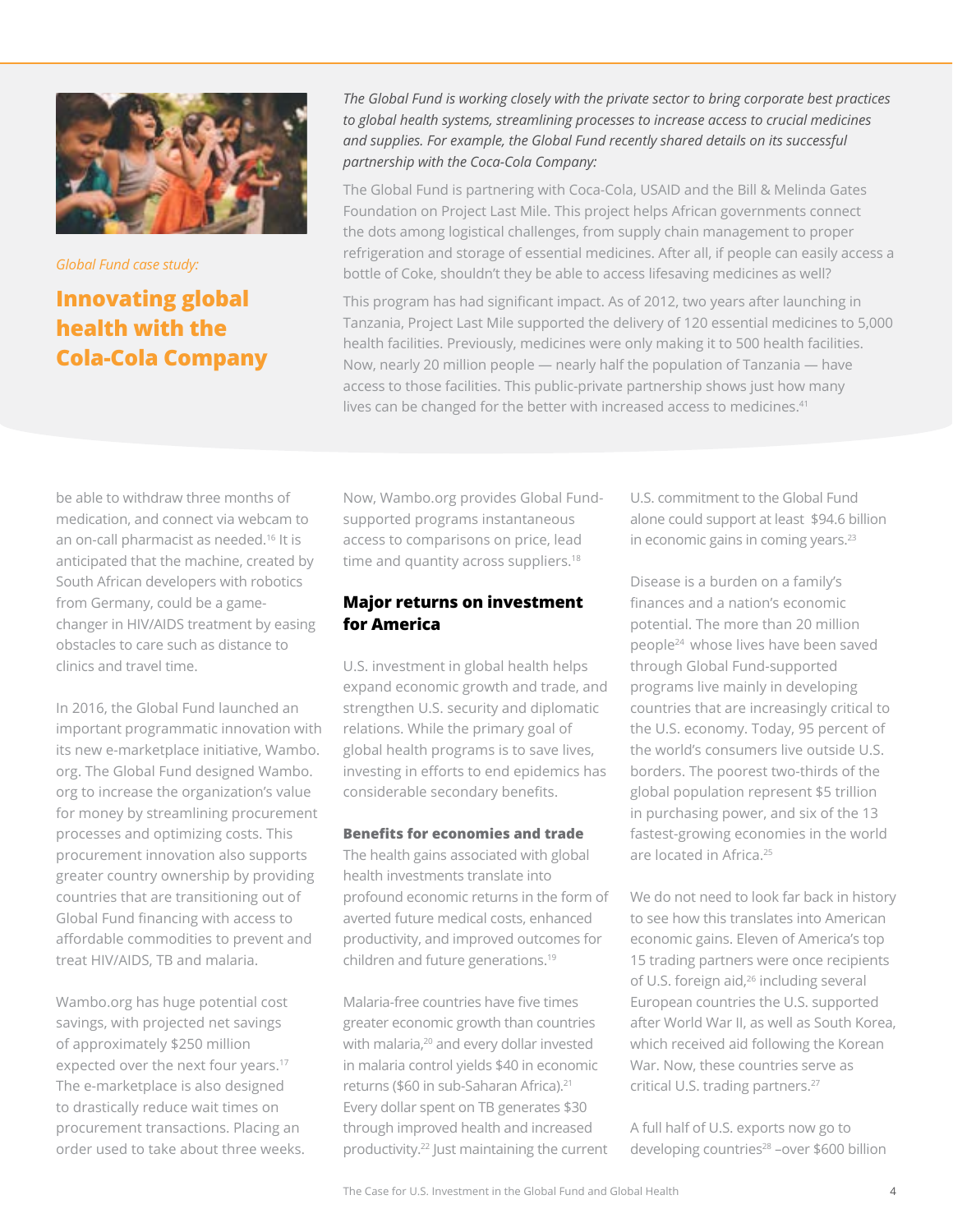*Global Fund case study:*

## Innovating global health with the Cola-Cola Company

*The Global Fund is working closely with the private sector to bring corporate best practices to global health systems, streamlining processes to increase access to crucial medicines and supplies. For example, the Global Fund recently shared details on its successful partnership with the Coca-Cola Company:*

The Global Fund is partnering with Coca-Cola, USAID and the Bill & Melinda Gates Foundation on Project Last Mile. This project helps African governments connect the dots among logistical challenges, from supply chain management to proper refrigeration and storage of essential medicines. After all, if people can easily access a bottle of Coke, shouldn't they be able to access lifesaving medicines as well?

This program has had significant impact. As of 2012, two years after launching in Tanzania, Project Last Mile supported the delivery of 120 essential medicines to 5,000 health facilities. Previously, medicines were only making it to 500 health facilities. Now, nearly 20 million people — nearly half the population of Tanzania — have access to those facilities. This public-private partnership shows just how many lives can be changed for the better with increased access to medicines.[41]

be able to withdraw three months of medication, and connect via webcam to an on-call pharmacist as needed.[16] It is anticipated that the machine, created by South African developers with robotics from Germany, could be a game-changer in HIV/AIDS treatment by easing obstacles to care such as distance to clinics and travel time.

In 2016, the Global Fund launched an important programmatic innovation with its new e-marketplace initiative, Wambo.org. The Global Fund designed Wambo.org to increase the organization's value for money by streamlining procurement processes and optimizing costs. This procurement innovation also supports greater country ownership by providing countries that are transitioning out of Global Fund financing with access to affordable commodities to prevent and treat HIV/AIDS, TB and malaria.

Wambo.org has huge potential cost savings, with projected net savings of approximately $250 million expected over the next four years.[17] The e-marketplace is also designed to drastically reduce wait times on procurement transactions. Placing an order used to take about three weeks. Now, Wambo.org provides Global Fund-supported programs instantaneous access to comparisons on price, lead time and quantity across suppliers.[18]

## Major returns on investment for America

U.S. investment in global health helps expand economic growth and trade, and strengthen U.S. security and diplomatic relations. While the primary goal of global health programs is to save lives, investing in efforts to end epidemics has considerable secondary benefits.

### Benefits for economies and trade

The health gains associated with global health investments translate into profound economic returns in the form of averted future medical costs, enhanced productivity, and improved outcomes for children and future generations.[19]

Malaria-free countries have five times greater economic growth than countries with malaria,[20] and every dollar invested in malaria control yields $40 in economic returns ($60 in sub-Saharan Africa).[21] Every dollar spent on TB generates $30 through improved health and increased productivity.[22] Just maintaining the current U.S. commitment to the Global Fund alone could support at least $94.6 billion in economic gains in coming years.[23]

Disease is a burden on a family's finances and a nation's economic potential. The more than 20 million people[24] whose lives have been saved through Global Fund-supported programs live mainly in developing countries that are increasingly critical to the U.S. economy. Today, 95 percent of the world's consumers live outside U.S. borders. The poorest two-thirds of the global population represent $5 trillion in purchasing power, and six of the 13 fastest-growing economies in the world are located in Africa.[25]

We do not need to look far back in history to see how this translates into American economic gains. Eleven of America's top 15 trading partners were once recipients of U.S. foreign aid,[26] including several European countries the U.S. supported after World War II, as well as South Korea, which received aid following the Korean War. Now, these countries serve as critical U.S. trading partners.[27]

A full half of U.S. exports now go to developing countries[28] –over $600 billion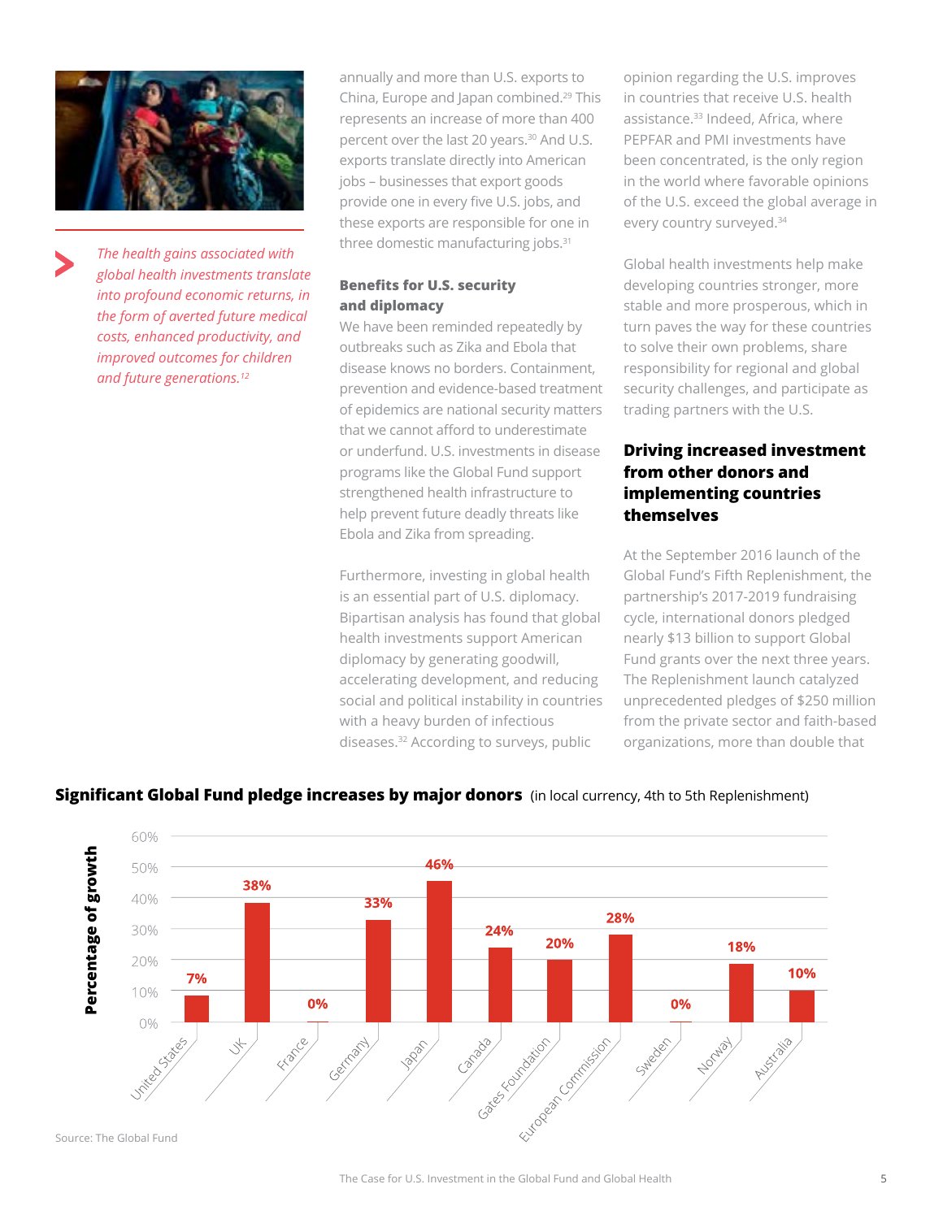*The health gains associated with global health investments translate into profound economic returns, in the form of averted future medical costs, enhanced productivity, and improved outcomes for children and future generations.*[12]

annually and more than U.S. exports to China, Europe and Japan combined.[29] This represents an increase of more than 400 percent over the last 20 years.[30] And U.S. exports translate directly into American jobs – businesses that export goods provide one in every five U.S. jobs, and these exports are responsible for one in three domestic manufacturing jobs.[31]

### Benefits for U.S. security and diplomacy

We have been reminded repeatedly by outbreaks such as Zika and Ebola that disease knows no borders. Containment, prevention and evidence-based treatment of epidemics are national security matters that we cannot afford to underestimate or underfund. U.S. investments in disease programs like the Global Fund support strengthened health infrastructure to help prevent future deadly threats like Ebola and Zika from spreading.

Furthermore, investing in global health is an essential part of U.S. diplomacy. Bipartisan analysis has found that global health investments support American diplomacy by generating goodwill, accelerating development, and reducing social and political instability in countries with a heavy burden of infectious diseases.[32] According to surveys, public opinion regarding the U.S. improves in countries that receive U.S. health assistance.[33] Indeed, Africa, where PEPFAR and PMI investments have been concentrated, is the only region in the world where favorable opinions of the U.S. exceed the global average in every country surveyed.[34]

Global health investments help make developing countries stronger, more stable and more prosperous, which in turn paves the way for these countries to solve their own problems, share responsibility for regional and global security challenges, and participate as trading partners with the U.S.

## Driving increased investment from other donors and implementing countries themselves

At the September 2016 launch of the Global Fund's Fifth Replenishment, the partnership's 2017-2019 fundraising cycle, international donors pledged nearly $13 billion to support Global Fund grants over the next three years. The Replenishment launch catalyzed unprecedented pledges of $250 million from the private sector and faith-based organizations, more than double that

**Significant Global Fund pledge increases by major donors** (in local currency, 4th to 5th Replenishment)

| Donor | Percentage of growth |
|---|---|
| United States | 7% |
| UK | 38% |
| France | 0% |
| Germany | 33% |
| Japan | 46% |
| Canada | 24% |
| Gates Foundation | 20% |
| European Commission | 28% |
| Sweden | 0% |
| Norway | 18% |
| Australia | 10% |

Source: The Global Fund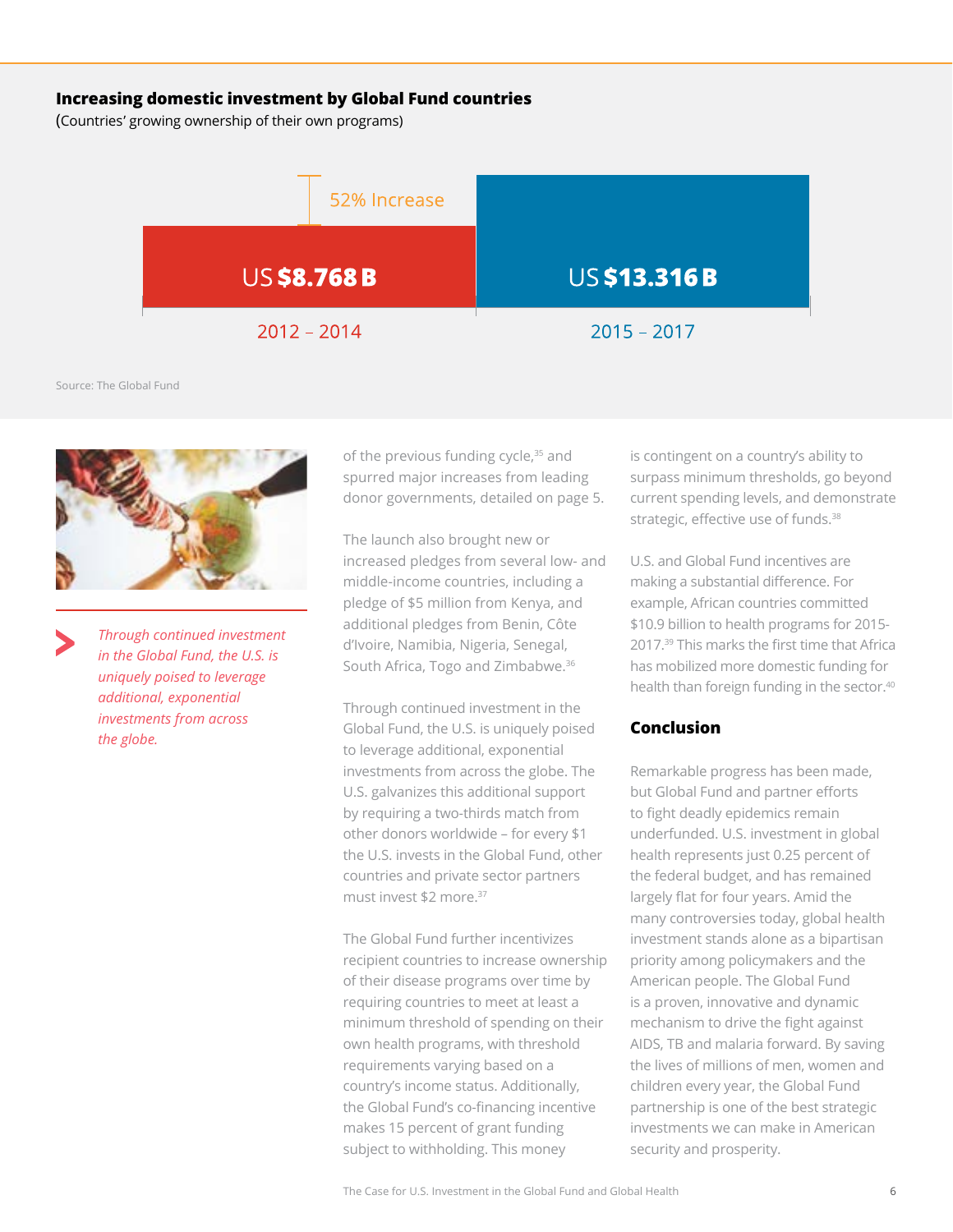**Increasing domestic investment by Global Fund countries**

(Countries' growing ownership of their own programs)

52% Increase

| 2012 – 2014 | 2015 – 2017 |
| --- | --- |
| US **$8.768 B** | US **$13.316 B** |

Source: The Global Fund

> *Through continued investment in the Global Fund, the U.S. is uniquely poised to leverage additional, exponential investments from across the globe.*

of the previous funding cycle,[35] and spurred major increases from leading donor governments, detailed on page 5.

The launch also brought new or increased pledges from several low- and middle-income countries, including a pledge of $5 million from Kenya, and additional pledges from Benin, Côte d'Ivoire, Namibia, Nigeria, Senegal, South Africa, Togo and Zimbabwe.[36]

Through continued investment in the Global Fund, the U.S. is uniquely poised to leverage additional, exponential investments from across the globe. The U.S. galvanizes this additional support by requiring a two-thirds match from other donors worldwide – for every $1 the U.S. invests in the Global Fund, other countries and private sector partners must invest $2 more.[37]

The Global Fund further incentivizes recipient countries to increase ownership of their disease programs over time by requiring countries to meet at least a minimum threshold of spending on their own health programs, with threshold requirements varying based on a country's income status. Additionally, the Global Fund's co-financing incentive makes 15 percent of grant funding subject to withholding. This money is contingent on a country's ability to surpass minimum thresholds, go beyond current spending levels, and demonstrate strategic, effective use of funds.[38]

U.S. and Global Fund incentives are making a substantial difference. For example, African countries committed $10.9 billion to health programs for 2015-2017.[39] This marks the first time that Africa has mobilized more domestic funding for health than foreign funding in the sector.[40]

## Conclusion

Remarkable progress has been made, but Global Fund and partner efforts to fight deadly epidemics remain underfunded. U.S. investment in global health represents just 0.25 percent of the federal budget, and has remained largely flat for four years. Amid the many controversies today, global health investment stands alone as a bipartisan priority among policymakers and the American people. The Global Fund is a proven, innovative and dynamic mechanism to drive the fight against AIDS, TB and malaria forward. By saving the lives of millions of men, women and children every year, the Global Fund partnership is one of the best strategic investments we can make in American security and prosperity.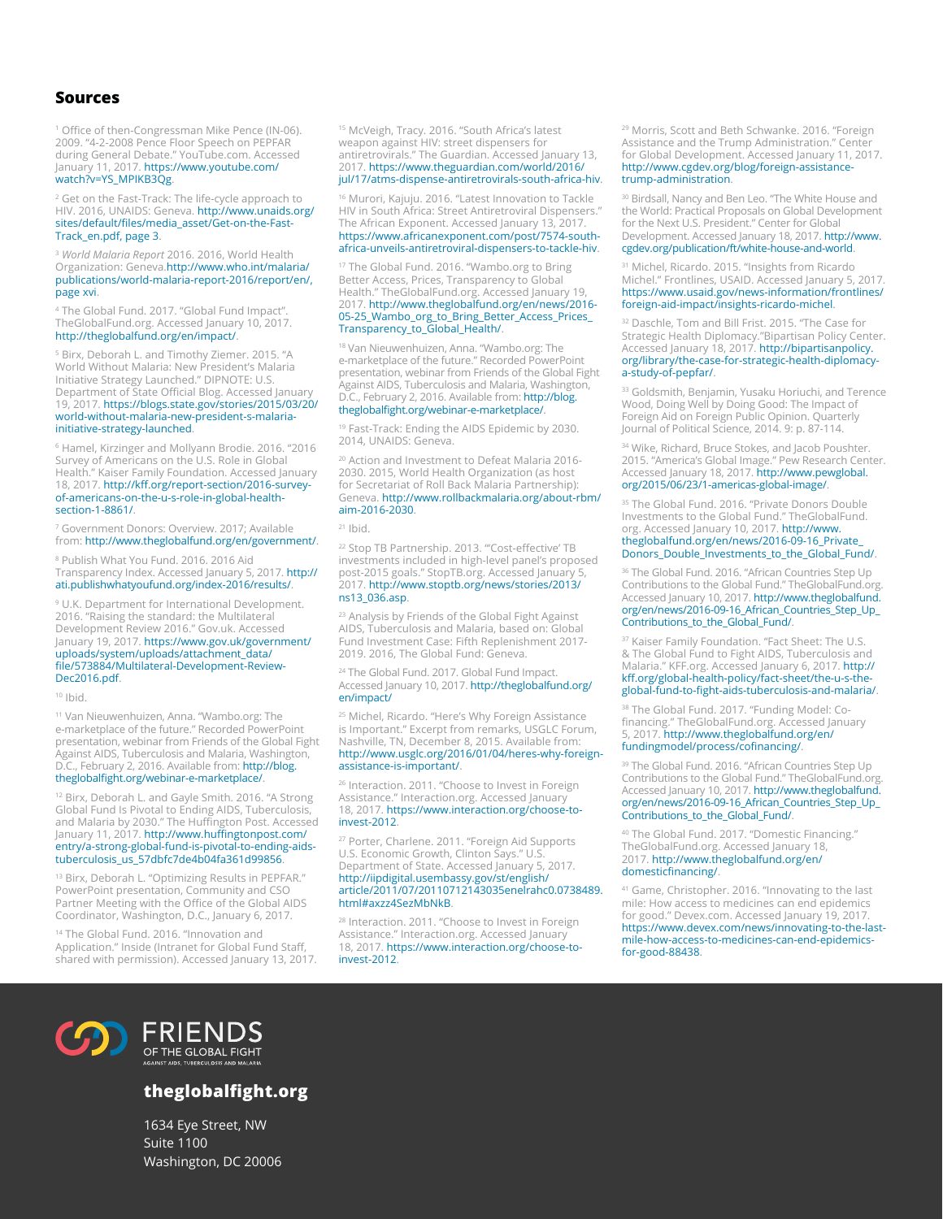## Sources

[1] Office of then-Congressman Mike Pence (IN-06). 2009. "4-2-2008 Pence Floor Speech on PEPFAR during General Debate." YouTube.com. Accessed January 11, 2017. https://www.youtube.com/watch?v=YS_MPIKB3Qg.

[2] Get on the Fast-Track: The life-cycle approach to HIV. 2016, UNAIDS: Geneva. http://www.unaids.org/sites/default/files/media_asset/Get-on-the-Fast-Track_en.pdf, page 3.

[3] *World Malaria Report* 2016. 2016, World Health Organization: Geneva.http://www.who.int/malaria/publications/world-malaria-report-2016/report/en/, page xvi.

[4] The Global Fund. 2017. "Global Fund Impact". TheGlobalFund.org. Accessed January 10, 2017. http://theglobalfund.org/en/impact/.

[5] Birx, Deborah L. and Timothy Ziemer. 2015. "A World Without Malaria: New President's Malaria Initiative Strategy Launched." DIPNOTE: U.S. Department of State Official Blog. Accessed January 19, 2017. https://blogs.state.gov/stories/2015/03/20/world-without-malaria-new-president-s-malaria-initiative-strategy-launched.

[6] Hamel, Kirzinger and Mollyann Brodie. 2016. "2016 Survey of Americans on the U.S. Role in Global Health." Kaiser Family Foundation. Accessed January 18, 2017. http://kff.org/report-section/2016-survey-of-americans-on-the-u-s-role-in-global-health-section-1-8861/.

[7] Government Donors: Overview. 2017; Available from: http://www.theglobalfund.org/en/government/.

[8] Publish What You Fund. 2016. 2016 Aid Transparency Index. Accessed January 5, 2017. http://ati.publishwhatyoufund.org/index-2016/results/.

[9] U.K. Department for International Development. 2016. "Raising the standard: the Multilateral Development Review 2016." Gov.uk. Accessed January 19, 2017. https://www.gov.uk/government/uploads/system/uploads/attachment_data/file/573884/Multilateral-Development-Review-Dec2016.pdf.

[10] Ibid.

[11] Van Nieuwenhuizen, Anna. "Wambo.org: The e-marketplace of the future." Recorded PowerPoint presentation, webinar from Friends of the Global Fight Against AIDS, Tuberculosis and Malaria, Washington, D.C., February 2, 2016. Available from: http://blog.theglobalfight.org/webinar-e-marketplace/.

[12] Birx, Deborah L. and Gayle Smith. 2016. "A Strong Global Fund Is Pivotal to Ending AIDS, Tuberculosis, and Malaria by 2030." The Huffington Post. Accessed January 11, 2017. http://www.huffingtonpost.com/entry/a-strong-global-fund-is-pivotal-to-ending-aids-tuberculosis_us_57dbfc7de4b04fa361d99856.

[13] Birx, Deborah L. "Optimizing Results in PEPFAR." PowerPoint presentation, Community and CSO Partner Meeting with the Office of the Global AIDS Coordinator, Washington, D.C., January 6, 2017.

[14] The Global Fund. 2016. "Innovation and Application." Inside (Intranet for Global Fund Staff, shared with permission). Accessed January 13, 2017.

[15] McVeigh, Tracy. 2016. "South Africa's latest weapon against HIV: street dispensers for antiretrovirals." The Guardian. Accessed January 13, 2017. https://www.theguardian.com/world/2016/jul/17/atms-dispense-antiretrovirals-south-africa-hiv.

[16] Murori, Kajuju. 2016. "Latest Innovation to Tackle HIV in South Africa: Street Antiretroviral Dispensers." The African Exponent. Accessed January 13, 2017. https://www.africanexponent.com/post/7574-south-africa-unveils-antiretroviral-dispensers-to-tackle-hiv.

[17] The Global Fund. 2016. "Wambo.org to Bring Better Access, Prices, Transparency to Global Health." TheGlobalFund.org. Accessed January 19, 2017. http://www.theglobalfund.org/en/news/2016-05-25_Wambo_org_to_Bring_Better_Access_Prices_Transparency_to_Global_Health/.

[18] Van Nieuwenhuizen, Anna. "Wambo.org: The e-marketplace of the future." Recorded PowerPoint presentation, webinar from Friends of the Global Fight Against AIDS, Tuberculosis and Malaria, Washington, D.C., February 2, 2016. Available from: http://blog.theglobalfight.org/webinar-e-marketplace/.

[19] Fast-Track: Ending the AIDS Epidemic by 2030. 2014, UNAIDS: Geneva.

[20] Action and Investment to Defeat Malaria 2016-2030. 2015, World Health Organization (as host for Secretariat of Roll Back Malaria Partnership): Geneva. http://www.rollbackmalaria.org/about-rbm/aim-2016-2030.

[21] Ibid.

[22] Stop TB Partnership. 2013. "'Cost-effective' TB investments included in high-level panel's proposed post-2015 goals." StopTB.org. Accessed January 5, 2017. http://www.stoptb.org/news/stories/2013/ns13_036.asp.

[23] Analysis by Friends of the Global Fight Against AIDS, Tuberculosis and Malaria, based on: Global Fund Investment Case: Fifth Replenishment 2017-2019. 2016, The Global Fund: Geneva.

[24] The Global Fund. 2017. Global Fund Impact. Accessed January 10, 2017. http://theglobalfund.org/en/impact/

[25] Michel, Ricardo. "Here's Why Foreign Assistance is Important." Excerpt from remarks, USGLC Forum, Nashville, TN, December 8, 2015. Available from: http://www.usglc.org/2016/01/04/heres-why-foreign-assistance-is-important/.

[26] Interaction. 2011. "Choose to Invest in Foreign Assistance." Interaction.org. Accessed January 18, 2017. https://www.interaction.org/choose-to-invest-2012.

[27] Porter, Charlene. 2011. "Foreign Aid Supports U.S. Economic Growth, Clinton Says." U.S. Department of State. Accessed January 5, 2017. http://iipdigital.usembassy.gov/st/english/article/2011/07/20110712143035enelrahc0.0738489.html#axzz4SezMbNkB.

[28] Interaction. 2011. "Choose to Invest in Foreign Assistance." Interaction.org. Accessed January 18, 2017. https://www.interaction.org/choose-to-invest-2012.

[29] Morris, Scott and Beth Schwanke. 2016. "Foreign Assistance and the Trump Administration." Center for Global Development. Accessed January 11, 2017. http://www.cgdev.org/blog/foreign-assistance-trump-administration.

[30] Birdsall, Nancy and Ben Leo. "The White House and the World: Practical Proposals on Global Development for the Next U.S. President." Center for Global Development. Accessed January 18, 2017. http://www.cgdev.org/publication/ft/white-house-and-world.

[31] Michel, Ricardo. 2015. "Insights from Ricardo Michel." Frontlines, USAID. Accessed January 5, 2017. https://www.usaid.gov/news-information/frontlines/foreign-aid-impact/insights-ricardo-michel.

[32] Daschle, Tom and Bill Frist. 2015. "The Case for Strategic Health Diplomacy."Bipartisan Policy Center. Accessed January 18, 2017. http://bipartisanpolicy.org/library/the-case-for-strategic-health-diplomacy-a-study-of-pepfar/.

[33] Goldsmith, Benjamin, Yusaku Horiuchi, and Terence Wood, Doing Well by Doing Good: The Impact of Foreign Aid on Foreign Public Opinion. Quarterly Journal of Political Science, 2014. 9: p. 87-114.

[34] Wike, Richard, Bruce Stokes, and Jacob Poushter. 2015. "America's Global Image." Pew Research Center. Accessed January 18, 2017. http://www.pewglobal.org/2015/06/23/1-americas-global-image/.

[35] The Global Fund. 2016. "Private Donors Double Investments to the Global Fund." TheGlobalFund.org. Accessed January 10, 2017. http://www.theglobalfund.org/en/news/2016-09-16_Private_Donors_Double_Investments_to_the_Global_Fund/.

[36] The Global Fund. 2016. "African Countries Step Up Contributions to the Global Fund." TheGlobalFund.org. Accessed January 10, 2017. http://www.theglobalfund.org/en/news/2016-09-16_African_Countries_Step_Up_Contributions_to_the_Global_Fund/.

[37] Kaiser Family Foundation. "Fact Sheet: The U.S. & The Global Fund to Fight AIDS, Tuberculosis and Malaria." KFF.org. Accessed January 6, 2017. http://kff.org/global-health-policy/fact-sheet/the-u-s-the-global-fund-to-fight-aids-tuberculosis-and-malaria/.

[38] The Global Fund. 2017. "Funding Model: Co-financing." TheGlobalFund.org. Accessed January 5, 2017. http://www.theglobalfund.org/en/fundingmodel/process/cofinancing/.

[39] The Global Fund. 2016. "African Countries Step Up Contributions to the Global Fund." TheGlobalFund.org. Accessed January 10, 2017. http://www.theglobalfund.org/en/news/2016-09-16_African_Countries_Step_Up_Contributions_to_the_Global_Fund/.

[40] The Global Fund. 2017. "Domestic Financing." TheGlobalFund.org. Accessed January 18, 2017. http://www.theglobalfund.org/en/domesticfinancing/.

[41] Game, Christopher. 2016. "Innovating to the last mile: How access to medicines can end epidemics for good." Devex.com. Accessed January 19, 2017. https://www.devex.com/news/innovating-to-the-last-mile-how-access-to-medicines-can-end-epidemics-for-good-88438.

FRIENDS OF THE GLOBAL FIGHT AGAINST AIDS, TUBERCULOSIS AND MALARIA

**theglobalfight.org**

1634 Eye Street, NW
Suite 1100
Washington, DC 20006